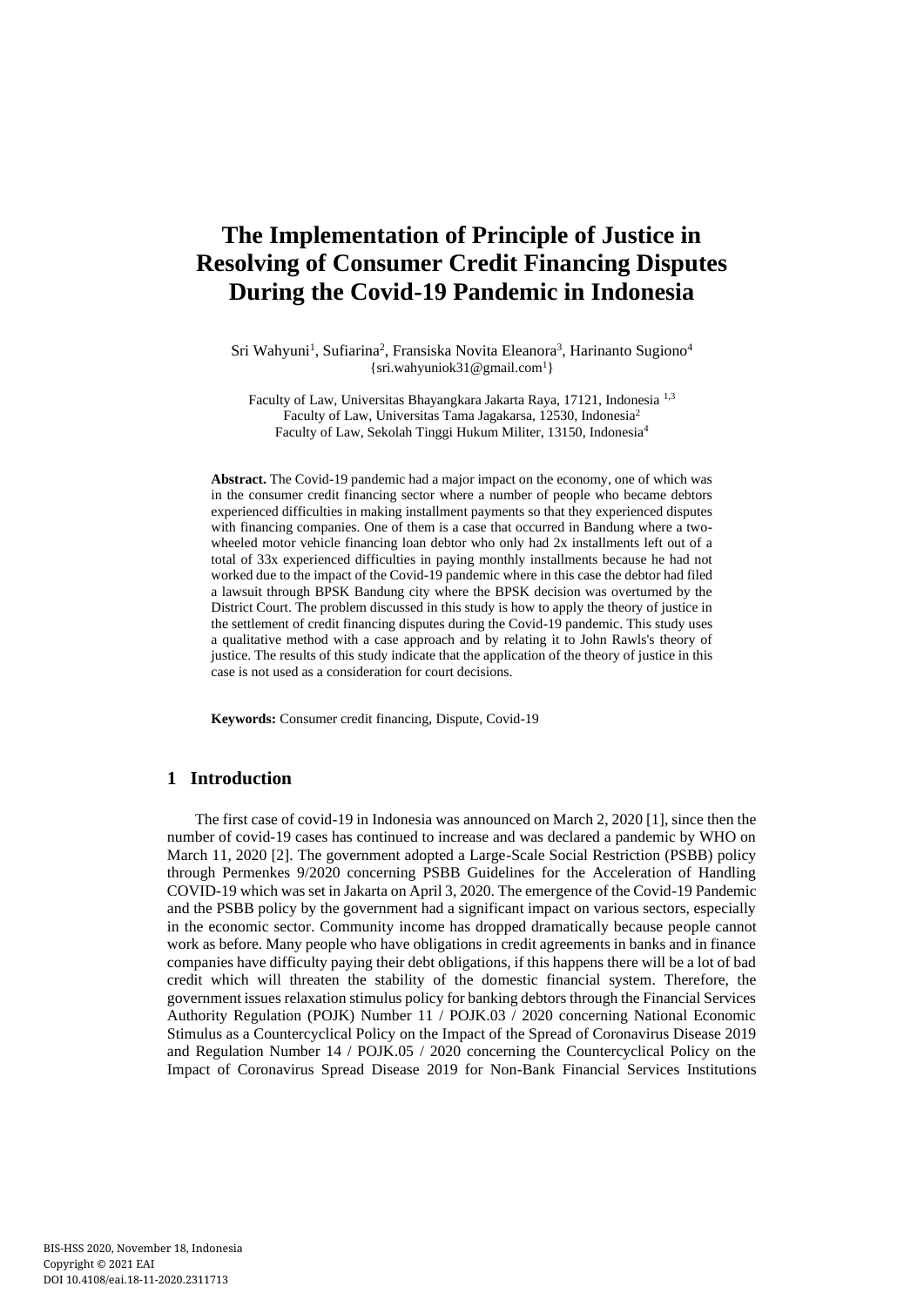# The Implementation of Principle of Justice in Resolving of Consumer Credit Financing Disputes During the Covid-19 Pandemic in Indonesia

Sri Wahyuni[1], Sufiarina[2], Fransiska Novita Eleanora[3], Harinanto Sugiono[4]
{sri.wahyuniok31@gmail.com[1]}

Faculty of Law, Universitas Bhayangkara Jakarta Raya, 17121, Indonesia [1,3]
Faculty of Law, Universitas Tama Jagakarsa, 12530, Indonesia[2]
Faculty of Law, Sekolah Tinggi Hukum Militer, 13150, Indonesia[4]

**Abstract.** The Covid-19 pandemic had a major impact on the economy, one of which was in the consumer credit financing sector where a number of people who became debtors experienced difficulties in making installment payments so that they experienced disputes with financing companies. One of them is a case that occurred in Bandung where a two-wheeled motor vehicle financing loan debtor who only had 2x installments left out of a total of 33x experienced difficulties in paying monthly installments because he had not worked due to the impact of the Covid-19 pandemic where in this case the debtor had filed a lawsuit through BPSK Bandung city where the BPSK decision was overturned by the District Court. The problem discussed in this study is how to apply the theory of justice in the settlement of credit financing disputes during the Covid-19 pandemic. This study uses a qualitative method with a case approach and by relating it to John Rawls's theory of justice. The results of this study indicate that the application of the theory of justice in this case is not used as a consideration for court decisions.

**Keywords:** Consumer credit financing, Dispute, Covid-19

## 1 Introduction

The first case of covid-19 in Indonesia was announced on March 2, 2020 [1], since then the number of covid-19 cases has continued to increase and was declared a pandemic by WHO on March 11, 2020 [2]. The government adopted a Large-Scale Social Restriction (PSBB) policy through Permenkes 9/2020 concerning PSBB Guidelines for the Acceleration of Handling COVID-19 which was set in Jakarta on April 3, 2020. The emergence of the Covid-19 Pandemic and the PSBB policy by the government had a significant impact on various sectors, especially in the economic sector. Community income has dropped dramatically because people cannot work as before. Many people who have obligations in credit agreements in banks and in finance companies have difficulty paying their debt obligations, if this happens there will be a lot of bad credit which will threaten the stability of the domestic financial system. Therefore, the government issues relaxation stimulus policy for banking debtors through the Financial Services Authority Regulation (POJK) Number 11 / POJK.03 / 2020 concerning National Economic Stimulus as a Countercyclical Policy on the Impact of the Spread of Coronavirus Disease 2019 and Regulation Number 14 / POJK.05 / 2020 concerning the Countercyclical Policy on the Impact of Coronavirus Spread Disease 2019 for Non-Bank Financial Services Institutions

BIS-HSS 2020, November 18, Indonesia
Copyright © 2021 EAI
DOI 10.4108/eai.18-11-2020.2311713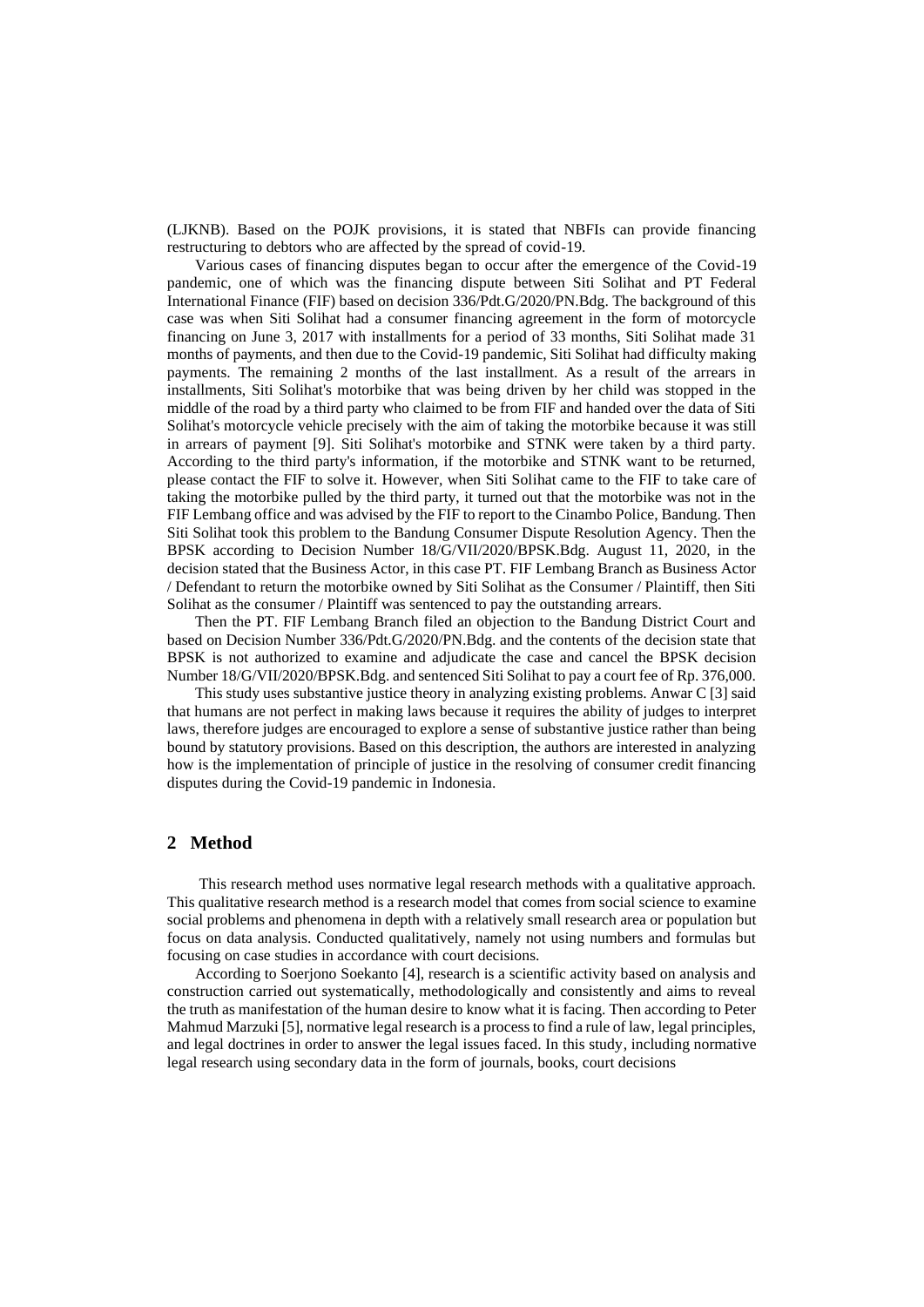(LJKNB). Based on the POJK provisions, it is stated that NBFIs can provide financing restructuring to debtors who are affected by the spread of covid-19.

Various cases of financing disputes began to occur after the emergence of the Covid-19 pandemic, one of which was the financing dispute between Siti Solihat and PT Federal International Finance (FIF) based on decision 336/Pdt.G/2020/PN.Bdg. The background of this case was when Siti Solihat had a consumer financing agreement in the form of motorcycle financing on June 3, 2017 with installments for a period of 33 months, Siti Solihat made 31 months of payments, and then due to the Covid-19 pandemic, Siti Solihat had difficulty making payments. The remaining 2 months of the last installment. As a result of the arrears in installments, Siti Solihat's motorbike that was being driven by her child was stopped in the middle of the road by a third party who claimed to be from FIF and handed over the data of Siti Solihat's motorcycle vehicle precisely with the aim of taking the motorbike because it was still in arrears of payment [9]. Siti Solihat's motorbike and STNK were taken by a third party. According to the third party's information, if the motorbike and STNK want to be returned, please contact the FIF to solve it. However, when Siti Solihat came to the FIF to take care of taking the motorbike pulled by the third party, it turned out that the motorbike was not in the FIF Lembang office and was advised by the FIF to report to the Cinambo Police, Bandung. Then Siti Solihat took this problem to the Bandung Consumer Dispute Resolution Agency. Then the BPSK according to Decision Number 18/G/VII/2020/BPSK.Bdg. August 11, 2020, in the decision stated that the Business Actor, in this case PT. FIF Lembang Branch as Business Actor / Defendant to return the motorbike owned by Siti Solihat as the Consumer / Plaintiff, then Siti Solihat as the consumer / Plaintiff was sentenced to pay the outstanding arrears.

Then the PT. FIF Lembang Branch filed an objection to the Bandung District Court and based on Decision Number 336/Pdt.G/2020/PN.Bdg. and the contents of the decision state that BPSK is not authorized to examine and adjudicate the case and cancel the BPSK decision Number 18/G/VII/2020/BPSK.Bdg. and sentenced Siti Solihat to pay a court fee of Rp. 376,000.

This study uses substantive justice theory in analyzing existing problems. Anwar C [3] said that humans are not perfect in making laws because it requires the ability of judges to interpret laws, therefore judges are encouraged to explore a sense of substantive justice rather than being bound by statutory provisions. Based on this description, the authors are interested in analyzing how is the implementation of principle of justice in the resolving of consumer credit financing disputes during the Covid-19 pandemic in Indonesia.

## 2 Method

This research method uses normative legal research methods with a qualitative approach. This qualitative research method is a research model that comes from social science to examine social problems and phenomena in depth with a relatively small research area or population but focus on data analysis. Conducted qualitatively, namely not using numbers and formulas but focusing on case studies in accordance with court decisions.

According to Soerjono Soekanto [4], research is a scientific activity based on analysis and construction carried out systematically, methodologically and consistently and aims to reveal the truth as manifestation of the human desire to know what it is facing. Then according to Peter Mahmud Marzuki [5], normative legal research is a process to find a rule of law, legal principles, and legal doctrines in order to answer the legal issues faced. In this study, including normative legal research using secondary data in the form of journals, books, court decisions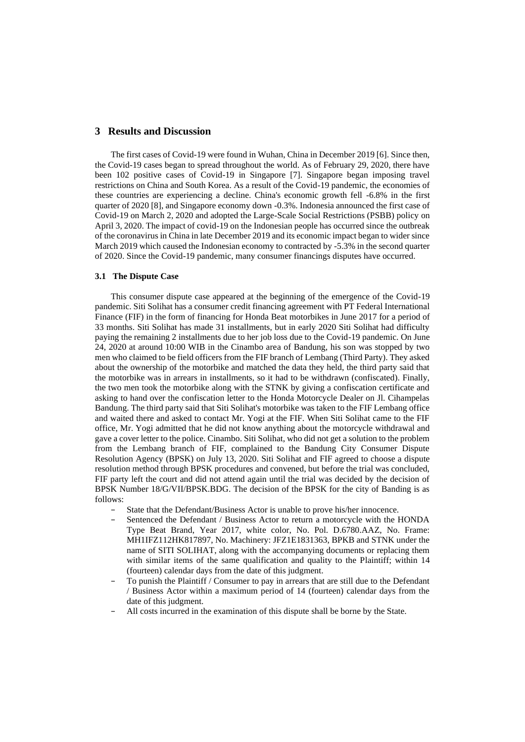## 3 Results and Discussion

The first cases of Covid-19 were found in Wuhan, China in December 2019 [6]. Since then, the Covid-19 cases began to spread throughout the world. As of February 29, 2020, there have been 102 positive cases of Covid-19 in Singapore [7]. Singapore began imposing travel restrictions on China and South Korea. As a result of the Covid-19 pandemic, the economies of these countries are experiencing a decline. China's economic growth fell -6.8% in the first quarter of 2020 [8], and Singapore economy down -0.3%. Indonesia announced the first case of Covid-19 on March 2, 2020 and adopted the Large-Scale Social Restrictions (PSBB) policy on April 3, 2020. The impact of covid-19 on the Indonesian people has occurred since the outbreak of the coronavirus in China in late December 2019 and its economic impact began to wider since March 2019 which caused the Indonesian economy to contracted by -5.3% in the second quarter of 2020. Since the Covid-19 pandemic, many consumer financings disputes have occurred.

### 3.1 The Dispute Case

This consumer dispute case appeared at the beginning of the emergence of the Covid-19 pandemic. Siti Solihat has a consumer credit financing agreement with PT Federal International Finance (FIF) in the form of financing for Honda Beat motorbikes in June 2017 for a period of 33 months. Siti Solihat has made 31 installments, but in early 2020 Siti Solihat had difficulty paying the remaining 2 installments due to her job loss due to the Covid-19 pandemic. On June 24, 2020 at around 10:00 WIB in the Cinambo area of Bandung, his son was stopped by two men who claimed to be field officers from the FIF branch of Lembang (Third Party). They asked about the ownership of the motorbike and matched the data they held, the third party said that the motorbike was in arrears in installments, so it had to be withdrawn (confiscated). Finally, the two men took the motorbike along with the STNK by giving a confiscation certificate and asking to hand over the confiscation letter to the Honda Motorcycle Dealer on Jl. Cihampelas Bandung. The third party said that Siti Solihat's motorbike was taken to the FIF Lembang office and waited there and asked to contact Mr. Yogi at the FIF. When Siti Solihat came to the FIF office, Mr. Yogi admitted that he did not know anything about the motorcycle withdrawal and gave a cover letter to the police. Cinambo. Siti Solihat, who did not get a solution to the problem from the Lembang branch of FIF, complained to the Bandung City Consumer Dispute Resolution Agency (BPSK) on July 13, 2020. Siti Solihat and FIF agreed to choose a dispute resolution method through BPSK procedures and convened, but before the trial was concluded, FIF party left the court and did not attend again until the trial was decided by the decision of BPSK Number 18/G/VII/BPSK.BDG. The decision of the BPSK for the city of Banding is as follows:

- State that the Defendant/Business Actor is unable to prove his/her innocence.
- Sentenced the Defendant / Business Actor to return a motorcycle with the HONDA Type Beat Brand, Year 2017, white color, No. Pol. D.6780.AAZ, No. Frame: MH1IFZ112HK817897, No. Machinery: JFZ1E1831363, BPKB and STNK under the name of SITI SOLIHAT, along with the accompanying documents or replacing them with similar items of the same qualification and quality to the Plaintiff; within 14 (fourteen) calendar days from the date of this judgment.
- To punish the Plaintiff / Consumer to pay in arrears that are still due to the Defendant / Business Actor within a maximum period of 14 (fourteen) calendar days from the date of this judgment.
- All costs incurred in the examination of this dispute shall be borne by the State.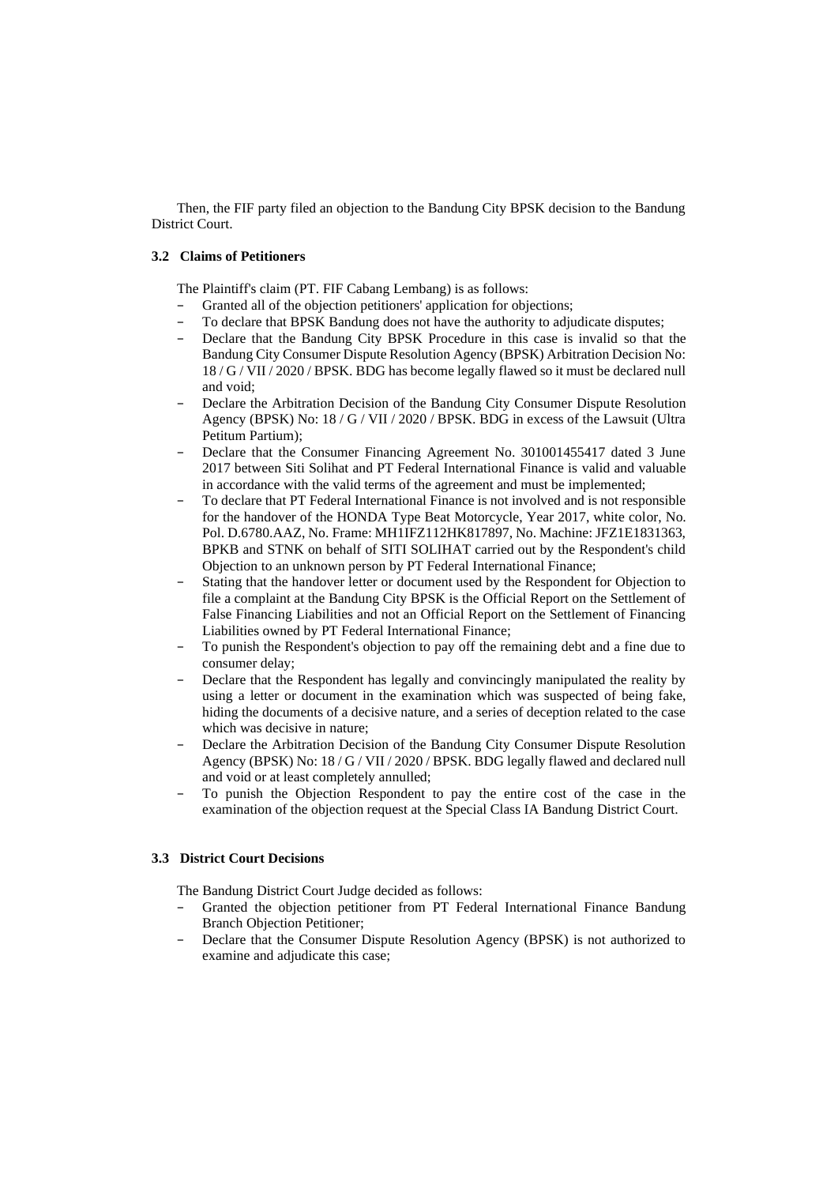Then, the FIF party filed an objection to the Bandung City BPSK decision to the Bandung District Court.

### 3.2 Claims of Petitioners

The Plaintiff's claim (PT. FIF Cabang Lembang) is as follows:

- Granted all of the objection petitioners' application for objections;
- To declare that BPSK Bandung does not have the authority to adjudicate disputes;
- Declare that the Bandung City BPSK Procedure in this case is invalid so that the Bandung City Consumer Dispute Resolution Agency (BPSK) Arbitration Decision No: 18 / G / VII / 2020 / BPSK. BDG has become legally flawed so it must be declared null and void;
- Declare the Arbitration Decision of the Bandung City Consumer Dispute Resolution Agency (BPSK) No: 18 / G / VII / 2020 / BPSK. BDG in excess of the Lawsuit (Ultra Petitum Partium);
- Declare that the Consumer Financing Agreement No. 301001455417 dated 3 June 2017 between Siti Solihat and PT Federal International Finance is valid and valuable in accordance with the valid terms of the agreement and must be implemented;
- To declare that PT Federal International Finance is not involved and is not responsible for the handover of the HONDA Type Beat Motorcycle, Year 2017, white color, No. Pol. D.6780.AAZ, No. Frame: MH1IFZ112HK817897, No. Machine: JFZ1E1831363, BPKB and STNK on behalf of SITI SOLIHAT carried out by the Respondent's child Objection to an unknown person by PT Federal International Finance;
- Stating that the handover letter or document used by the Respondent for Objection to file a complaint at the Bandung City BPSK is the Official Report on the Settlement of False Financing Liabilities and not an Official Report on the Settlement of Financing Liabilities owned by PT Federal International Finance;
- To punish the Respondent's objection to pay off the remaining debt and a fine due to consumer delay;
- Declare that the Respondent has legally and convincingly manipulated the reality by using a letter or document in the examination which was suspected of being fake, hiding the documents of a decisive nature, and a series of deception related to the case which was decisive in nature;
- Declare the Arbitration Decision of the Bandung City Consumer Dispute Resolution Agency (BPSK) No: 18 / G / VII / 2020 / BPSK. BDG legally flawed and declared null and void or at least completely annulled;
- To punish the Objection Respondent to pay the entire cost of the case in the examination of the objection request at the Special Class IA Bandung District Court.

### 3.3 District Court Decisions

The Bandung District Court Judge decided as follows:

- Granted the objection petitioner from PT Federal International Finance Bandung Branch Objection Petitioner;
- Declare that the Consumer Dispute Resolution Agency (BPSK) is not authorized to examine and adjudicate this case;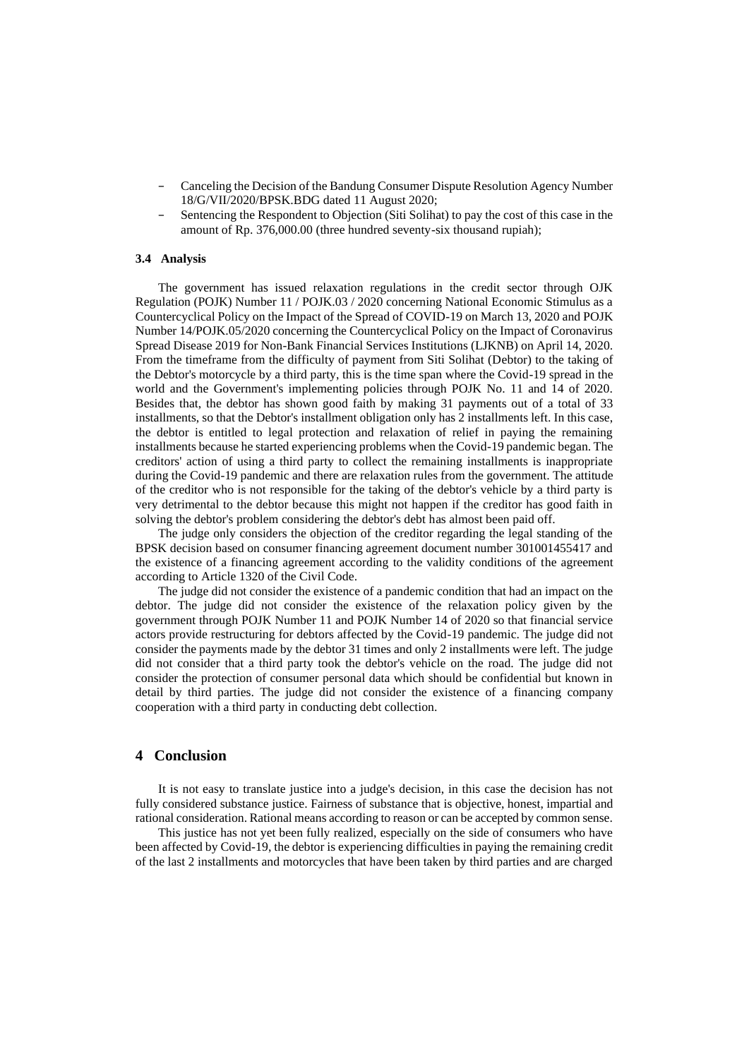- Canceling the Decision of the Bandung Consumer Dispute Resolution Agency Number 18/G/VII/2020/BPSK.BDG dated 11 August 2020;
- Sentencing the Respondent to Objection (Siti Solihat) to pay the cost of this case in the amount of Rp. 376,000.00 (three hundred seventy-six thousand rupiah);

### 3.4 Analysis

The government has issued relaxation regulations in the credit sector through OJK Regulation (POJK) Number 11 / POJK.03 / 2020 concerning National Economic Stimulus as a Countercyclical Policy on the Impact of the Spread of COVID-19 on March 13, 2020 and POJK Number 14/POJK.05/2020 concerning the Countercyclical Policy on the Impact of Coronavirus Spread Disease 2019 for Non-Bank Financial Services Institutions (LJKNB) on April 14, 2020. From the timeframe from the difficulty of payment from Siti Solihat (Debtor) to the taking of the Debtor's motorcycle by a third party, this is the time span where the Covid-19 spread in the world and the Government's implementing policies through POJK No. 11 and 14 of 2020. Besides that, the debtor has shown good faith by making 31 payments out of a total of 33 installments, so that the Debtor's installment obligation only has 2 installments left. In this case, the debtor is entitled to legal protection and relaxation of relief in paying the remaining installments because he started experiencing problems when the Covid-19 pandemic began. The creditors' action of using a third party to collect the remaining installments is inappropriate during the Covid-19 pandemic and there are relaxation rules from the government. The attitude of the creditor who is not responsible for the taking of the debtor's vehicle by a third party is very detrimental to the debtor because this might not happen if the creditor has good faith in solving the debtor's problem considering the debtor's debt has almost been paid off.

The judge only considers the objection of the creditor regarding the legal standing of the BPSK decision based on consumer financing agreement document number 301001455417 and the existence of a financing agreement according to the validity conditions of the agreement according to Article 1320 of the Civil Code.

The judge did not consider the existence of a pandemic condition that had an impact on the debtor. The judge did not consider the existence of the relaxation policy given by the government through POJK Number 11 and POJK Number 14 of 2020 so that financial service actors provide restructuring for debtors affected by the Covid-19 pandemic. The judge did not consider the payments made by the debtor 31 times and only 2 installments were left. The judge did not consider that a third party took the debtor's vehicle on the road. The judge did not consider the protection of consumer personal data which should be confidential but known in detail by third parties. The judge did not consider the existence of a financing company cooperation with a third party in conducting debt collection.

## 4 Conclusion

It is not easy to translate justice into a judge's decision, in this case the decision has not fully considered substance justice. Fairness of substance that is objective, honest, impartial and rational consideration. Rational means according to reason or can be accepted by common sense.

This justice has not yet been fully realized, especially on the side of consumers who have been affected by Covid-19, the debtor is experiencing difficulties in paying the remaining credit of the last 2 installments and motorcycles that have been taken by third parties and are charged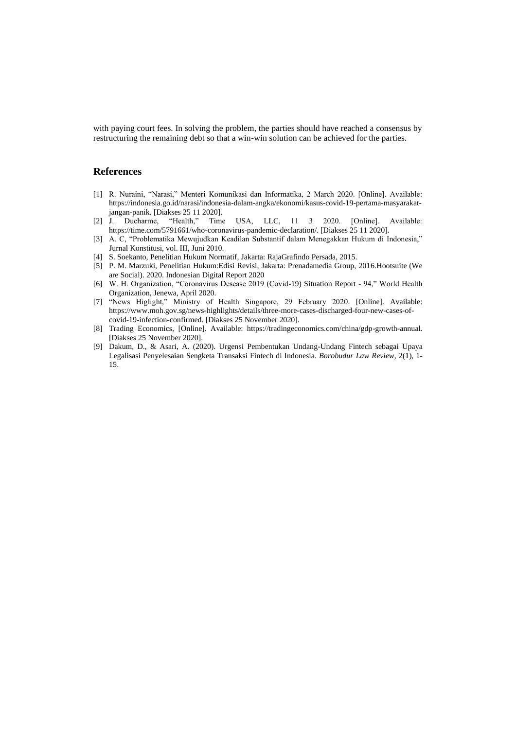with paying court fees. In solving the problem, the parties should have reached a consensus by restructuring the remaining debt so that a win-win solution can be achieved for the parties.

## References

[1] R. Nuraini, "Narasi," Menteri Komunikasi dan Informatika, 2 March 2020. [Online]. Available: https://indonesia.go.id/narasi/indonesia-dalam-angka/ekonomi/kasus-covid-19-pertama-masyarakat-jangan-panik. [Diakses 25 11 2020].

[2] J. Ducharme, "Health," Time USA, LLC, 11 3 2020. [Online]. Available: https://time.com/5791661/who-coronavirus-pandemic-declaration/. [Diakses 25 11 2020].

[3] A. C, "Problematika Mewujudkan Keadilan Substantif dalam Menegakkan Hukum di Indonesia," Jurnal Konstitusi, vol. III, Juni 2010.

[4] S. Soekanto, Penelitian Hukum Normatif, Jakarta: RajaGrafindo Persada, 2015.

[5] P. M. Marzuki, Penelitian Hukum:Edisi Revisi, Jakarta: Prenadamedia Group, 2016.Hootsuite (We are Social). 2020. Indonesian Digital Report 2020

[6] W. H. Organization, "Coronavirus Desease 2019 (Covid-19) Situation Report - 94," World Health Organization, Jenewa, April 2020.

[7] "News Higlight," Ministry of Health Singapore, 29 February 2020. [Online]. Available: https://www.moh.gov.sg/news-highlights/details/three-more-cases-discharged-four-new-cases-of-covid-19-infection-confirmed. [Diakses 25 November 2020].

[8] Trading Economics, [Online]. Available: https://tradingeconomics.com/china/gdp-growth-annual. [Diakses 25 November 2020].

[9] Dakum, D., & Asari, A. (2020). Urgensi Pembentukan Undang-Undang Fintech sebagai Upaya Legalisasi Penyelesaian Sengketa Transaksi Fintech di Indonesia. *Borobudur Law Review*, 2(1), 1-15.